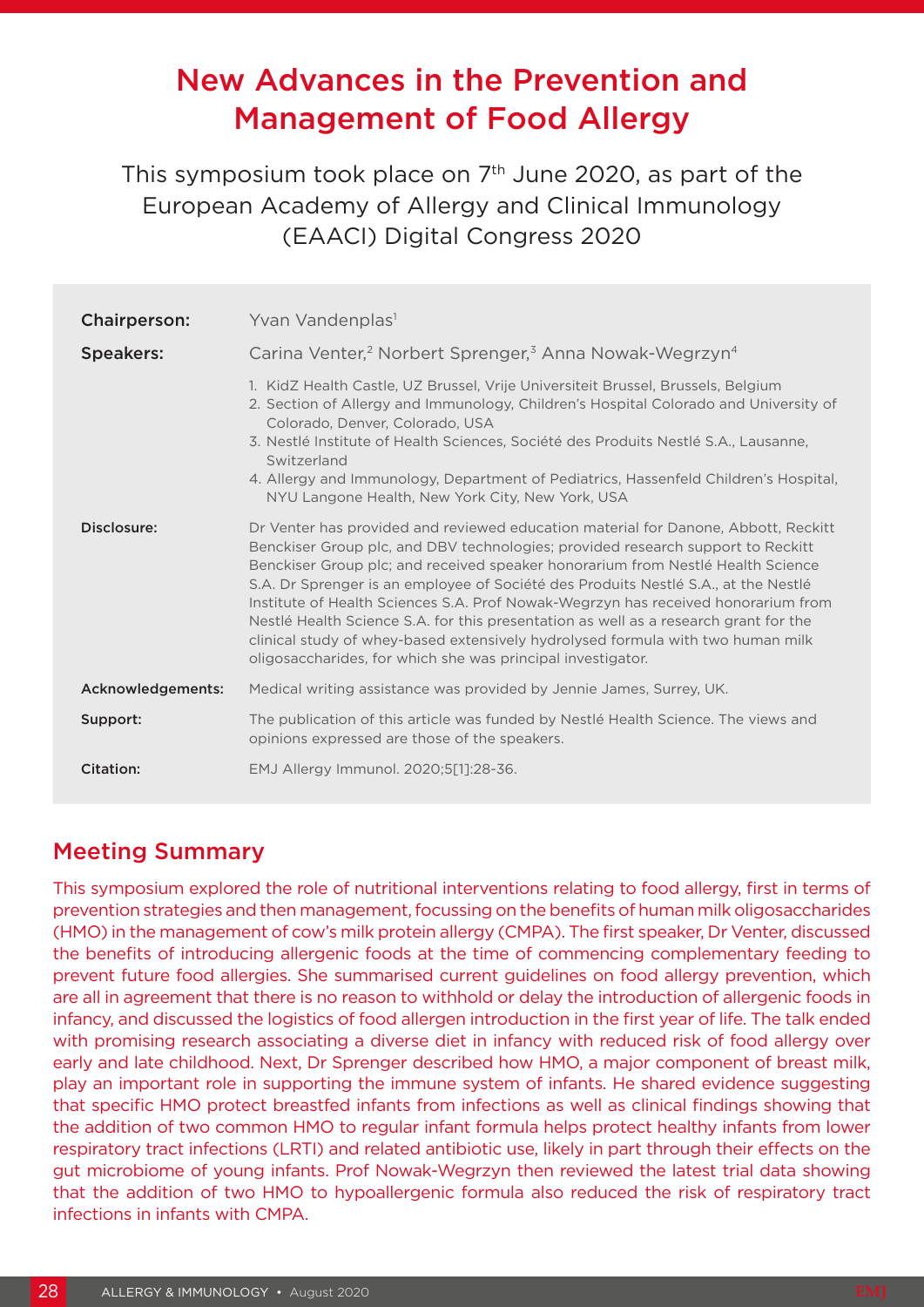# New Advances in the Prevention and Management of Food Allergy

This symposium took place on 7th June 2020, as part of the European Academy of Allergy and Clinical Immunology (EAACI) Digital Congress 2020

**Chairperson:** Yvan Vandenplas[1]

**Speakers:** Carina Venter,[2] Norbert Sprenger,[3] Anna Nowak-Wegrzyn[4]

1. KidZ Health Castle, UZ Brussel, Vrije Universiteit Brussel, Brussels, Belgium
2. Section of Allergy and Immunology, Children's Hospital Colorado and University of Colorado, Denver, Colorado, USA
3. Nestlé Institute of Health Sciences, Société des Produits Nestlé S.A., Lausanne, Switzerland
4. Allergy and Immunology, Department of Pediatrics, Hassenfeld Children's Hospital, NYU Langone Health, New York City, New York, USA

**Disclosure:** Dr Venter has provided and reviewed education material for Danone, Abbott, Reckitt Benckiser Group plc, and DBV technologies; provided research support to Reckitt Benckiser Group plc; and received speaker honorarium from Nestlé Health Science S.A. Dr Sprenger is an employee of Société des Produits Nestlé S.A., at the Nestlé Institute of Health Sciences S.A. Prof Nowak-Wegrzyn has received honorarium from Nestlé Health Science S.A. for this presentation as well as a research grant for the clinical study of whey-based extensively hydrolysed formula with two human milk oligosaccharides, for which she was principal investigator.

**Acknowledgements:** Medical writing assistance was provided by Jennie James, Surrey, UK.

**Support:** The publication of this article was funded by Nestlé Health Science. The views and opinions expressed are those of the speakers.

**Citation:** EMJ Allergy Immunol. 2020;5[1]:28-36.

## Meeting Summary

This symposium explored the role of nutritional interventions relating to food allergy, first in terms of prevention strategies and then management, focussing on the benefits of human milk oligosaccharides (HMO) in the management of cow's milk protein allergy (CMPA). The first speaker, Dr Venter, discussed the benefits of introducing allergenic foods at the time of commencing complementary feeding to prevent future food allergies. She summarised current guidelines on food allergy prevention, which are all in agreement that there is no reason to withhold or delay the introduction of allergenic foods in infancy, and discussed the logistics of food allergen introduction in the first year of life. The talk ended with promising research associating a diverse diet in infancy with reduced risk of food allergy over early and late childhood. Next, Dr Sprenger described how HMO, a major component of breast milk, play an important role in supporting the immune system of infants. He shared evidence suggesting that specific HMO protect breastfed infants from infections as well as clinical findings showing that the addition of two common HMO to regular infant formula helps protect healthy infants from lower respiratory tract infections (LRTI) and related antibiotic use, likely in part through their effects on the gut microbiome of young infants. Prof Nowak-Wegrzyn then reviewed the latest trial data showing that the addition of two HMO to hypoallergenic formula also reduced the risk of respiratory tract infections in infants with CMPA.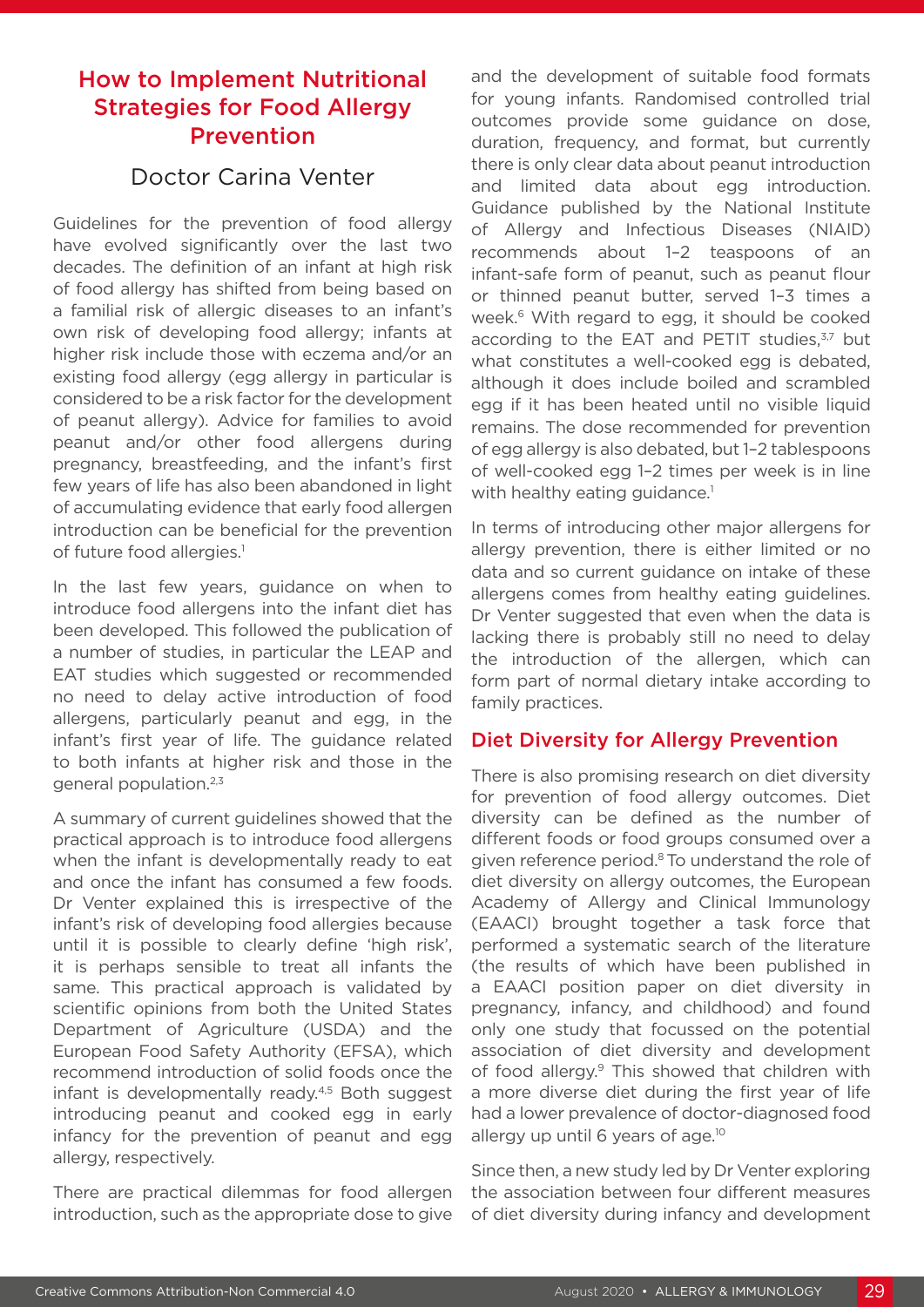## How to Implement Nutritional Strategies for Food Allergy Prevention

### Doctor Carina Venter

Guidelines for the prevention of food allergy have evolved significantly over the last two decades. The definition of an infant at high risk of food allergy has shifted from being based on a familial risk of allergic diseases to an infant's own risk of developing food allergy; infants at higher risk include those with eczema and/or an existing food allergy (egg allergy in particular is considered to be a risk factor for the development of peanut allergy). Advice for families to avoid peanut and/or other food allergens during pregnancy, breastfeeding, and the infant's first few years of life has also been abandoned in light of accumulating evidence that early food allergen introduction can be beneficial for the prevention of future food allergies.[1]

In the last few years, guidance on when to introduce food allergens into the infant diet has been developed. This followed the publication of a number of studies, in particular the LEAP and EAT studies which suggested or recommended no need to delay active introduction of food allergens, particularly peanut and egg, in the infant's first year of life. The guidance related to both infants at higher risk and those in the general population.[2,3]

A summary of current guidelines showed that the practical approach is to introduce food allergens when the infant is developmentally ready to eat and once the infant has consumed a few foods. Dr Venter explained this is irrespective of the infant's risk of developing food allergies because until it is possible to clearly define 'high risk', it is perhaps sensible to treat all infants the same. This practical approach is validated by scientific opinions from both the United States Department of Agriculture (USDA) and the European Food Safety Authority (EFSA), which recommend introduction of solid foods once the infant is developmentally ready.[4,5] Both suggest introducing peanut and cooked egg in early infancy for the prevention of peanut and egg allergy, respectively.

There are practical dilemmas for food allergen introduction, such as the appropriate dose to give and the development of suitable food formats for young infants. Randomised controlled trial outcomes provide some guidance on dose, duration, frequency, and format, but currently there is only clear data about peanut introduction and limited data about egg introduction. Guidance published by the National Institute of Allergy and Infectious Diseases (NIAID) recommends about 1–2 teaspoons of an infant-safe form of peanut, such as peanut flour or thinned peanut butter, served 1–3 times a week.[6] With regard to egg, it should be cooked according to the EAT and PETIT studies,[3,7] but what constitutes a well-cooked egg is debated, although it does include boiled and scrambled egg if it has been heated until no visible liquid remains. The dose recommended for prevention of egg allergy is also debated, but 1–2 tablespoons of well-cooked egg 1–2 times per week is in line with healthy eating guidance.[1]

In terms of introducing other major allergens for allergy prevention, there is either limited or no data and so current guidance on intake of these allergens comes from healthy eating guidelines. Dr Venter suggested that even when the data is lacking there is probably still no need to delay the introduction of the allergen, which can form part of normal dietary intake according to family practices.

### Diet Diversity for Allergy Prevention

There is also promising research on diet diversity for prevention of food allergy outcomes. Diet diversity can be defined as the number of different foods or food groups consumed over a given reference period.[8] To understand the role of diet diversity on allergy outcomes, the European Academy of Allergy and Clinical Immunology (EAACI) brought together a task force that performed a systematic search of the literature (the results of which have been published in a EAACI position paper on diet diversity in pregnancy, infancy, and childhood) and found only one study that focussed on the potential association of diet diversity and development of food allergy.[9] This showed that children with a more diverse diet during the first year of life had a lower prevalence of doctor-diagnosed food allergy up until 6 years of age.[10]

Since then, a new study led by Dr Venter exploring the association between four different measures of diet diversity during infancy and development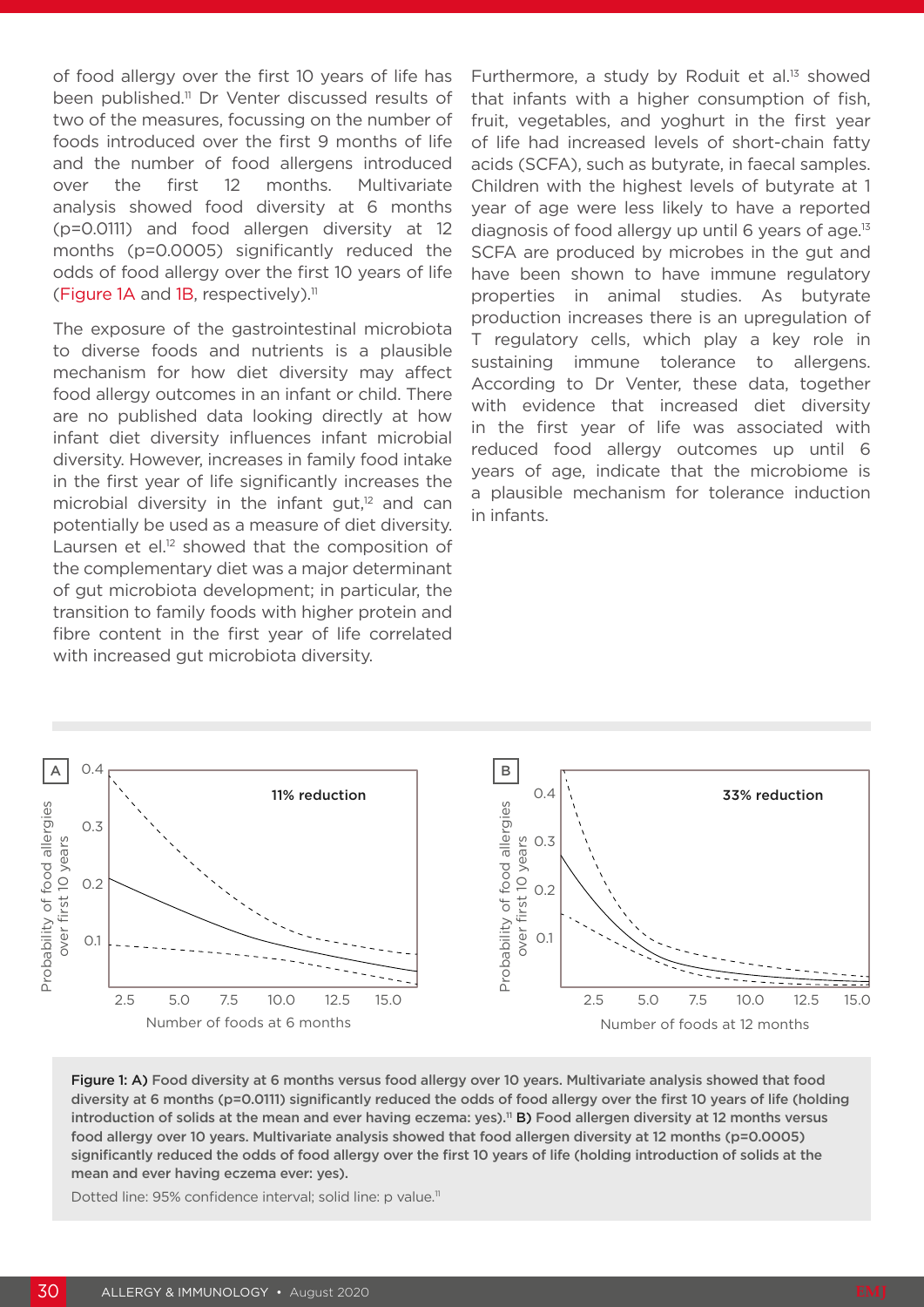of food allergy over the first 10 years of life has been published.[11] Dr Venter discussed results of two of the measures, focussing on the number of foods introduced over the first 9 months of life and the number of food allergens introduced over the first 12 months. Multivariate analysis showed food diversity at 6 months (p=0.0111) and food allergen diversity at 12 months (p=0.0005) significantly reduced the odds of food allergy over the first 10 years of life (Figure 1A and 1B, respectively).[11]

The exposure of the gastrointestinal microbiota to diverse foods and nutrients is a plausible mechanism for how diet diversity may affect food allergy outcomes in an infant or child. There are no published data looking directly at how infant diet diversity influences infant microbial diversity. However, increases in family food intake in the first year of life significantly increases the microbial diversity in the infant gut,[12] and can potentially be used as a measure of diet diversity. Laursen et el.[12] showed that the composition of the complementary diet was a major determinant of gut microbiota development; in particular, the transition to family foods with higher protein and fibre content in the first year of life correlated with increased gut microbiota diversity.

Furthermore, a study by Roduit et al.[13] showed that infants with a higher consumption of fish, fruit, vegetables, and yoghurt in the first year of life had increased levels of short-chain fatty acids (SCFA), such as butyrate, in faecal samples. Children with the highest levels of butyrate at 1 year of age were less likely to have a reported diagnosis of food allergy up until 6 years of age.[13] SCFA are produced by microbes in the gut and have been shown to have immune regulatory properties in animal studies. As butyrate production increases there is an upregulation of T regulatory cells, which play a key role in sustaining immune tolerance to allergens. According to Dr Venter, these data, together with evidence that increased diet diversity in the first year of life was associated with reduced food allergy outcomes up until 6 years of age, indicate that the microbiome is a plausible mechanism for tolerance induction in infants.

**Figure 1: A)** Food diversity at 6 months versus food allergy over 10 years. Multivariate analysis showed that food diversity at 6 months (p=0.0111) significantly reduced the odds of food allergy over the first 10 years of life (holding introduction of solids at the mean and ever having eczema: yes).[11] **B)** Food allergen diversity at 12 months versus food allergy over 10 years. Multivariate analysis showed that food allergen diversity at 12 months (p=0.0005) significantly reduced the odds of food allergy over the first 10 years of life (holding introduction of solids at the mean and ever having eczema ever: yes).

Dotted line: 95% confidence interval; solid line: p value.[11]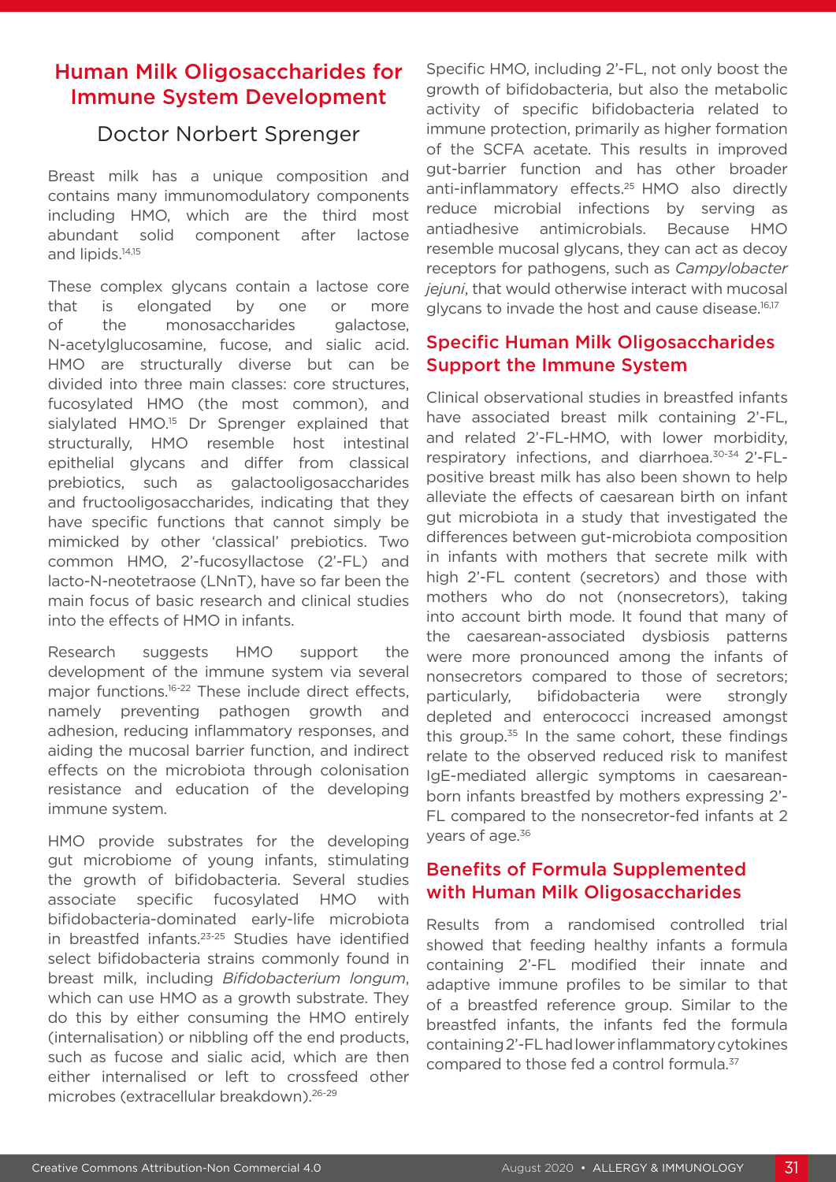## Human Milk Oligosaccharides for Immune System Development

### Doctor Norbert Sprenger

Breast milk has a unique composition and contains many immunomodulatory components including HMO, which are the third most abundant solid component after lactose and lipids.[14,15]

These complex glycans contain a lactose core that is elongated by one or more of the monosaccharides galactose, N-acetylglucosamine, fucose, and sialic acid. HMO are structurally diverse but can be divided into three main classes: core structures, fucosylated HMO (the most common), and sialylated HMO.[15] Dr Sprenger explained that structurally, HMO resemble host intestinal epithelial glycans and differ from classical prebiotics, such as galactooligosaccharides and fructooligosaccharides, indicating that they have specific functions that cannot simply be mimicked by other 'classical' prebiotics. Two common HMO, 2'-fucosyllactose (2'-FL) and lacto-N-neotetraose (LNnT), have so far been the main focus of basic research and clinical studies into the effects of HMO in infants.

Research suggests HMO support the development of the immune system via several major functions.[16-22] These include direct effects, namely preventing pathogen growth and adhesion, reducing inflammatory responses, and aiding the mucosal barrier function, and indirect effects on the microbiota through colonisation resistance and education of the developing immune system.

HMO provide substrates for the developing gut microbiome of young infants, stimulating the growth of bifidobacteria. Several studies associate specific fucosylated HMO with bifidobacteria-dominated early-life microbiota in breastfed infants.[23-25] Studies have identified select bifidobacteria strains commonly found in breast milk, including *Bifidobacterium longum*, which can use HMO as a growth substrate. They do this by either consuming the HMO entirely (internalisation) or nibbling off the end products, such as fucose and sialic acid, which are then either internalised or left to crossfeed other microbes (extracellular breakdown).[26-29]

Specific HMO, including 2'-FL, not only boost the growth of bifidobacteria, but also the metabolic activity of specific bifidobacteria related to immune protection, primarily as higher formation of the SCFA acetate. This results in improved gut-barrier function and has other broader anti-inflammatory effects.[25] HMO also directly reduce microbial infections by serving as antiadhesive antimicrobials. Because HMO resemble mucosal glycans, they can act as decoy receptors for pathogens, such as *Campylobacter jejuni*, that would otherwise interact with mucosal glycans to invade the host and cause disease.[16,17]

## Specific Human Milk Oligosaccharides Support the Immune System

Clinical observational studies in breastfed infants have associated breast milk containing 2'-FL, and related 2'-FL-HMO, with lower morbidity, respiratory infections, and diarrhoea.[30-34] 2'-FL-positive breast milk has also been shown to help alleviate the effects of caesarean birth on infant gut microbiota in a study that investigated the differences between gut-microbiota composition in infants with mothers that secrete milk with high 2'-FL content (secretors) and those with mothers who do not (nonsecretors), taking into account birth mode. It found that many of the caesarean-associated dysbiosis patterns were more pronounced among the infants of nonsecretors compared to those of secretors; particularly, bifidobacteria were strongly depleted and enterococci increased amongst this group.[35] In the same cohort, these findings relate to the observed reduced risk to manifest IgE-mediated allergic symptoms in caesarean-born infants breastfed by mothers expressing 2'-FL compared to the nonsecretor-fed infants at 2 years of age.[36]

## Benefits of Formula Supplemented with Human Milk Oligosaccharides

Results from a randomised controlled trial showed that feeding healthy infants a formula containing 2'-FL modified their innate and adaptive immune profiles to be similar to that of a breastfed reference group. Similar to the breastfed infants, the infants fed the formula containing 2'-FL had lower inflammatory cytokines compared to those fed a control formula.[37]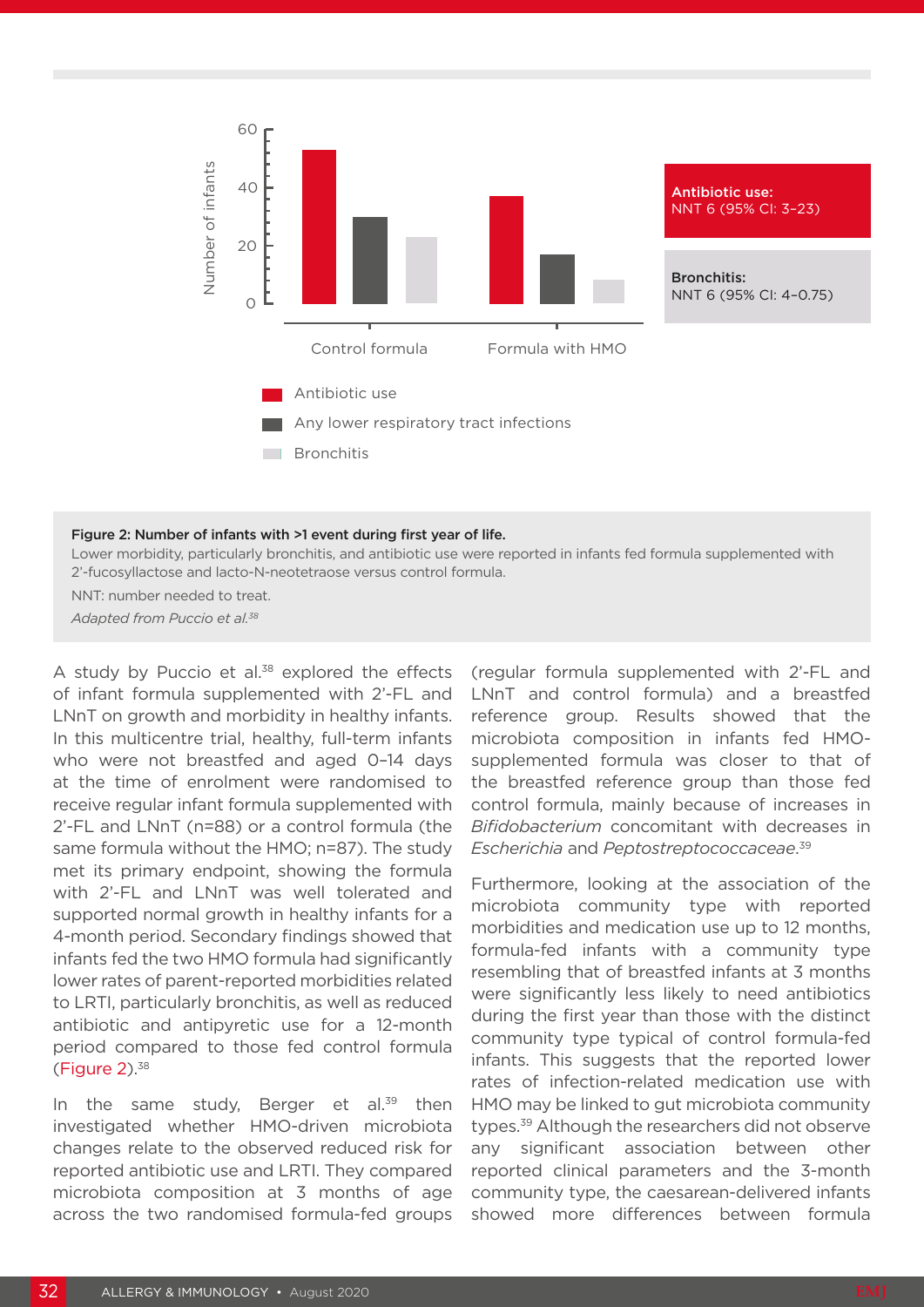Antibiotic use:
NNT 6 (95% CI: 3–23)

Bronchitis:
NNT 6 (95% CI: 4–0.75)

**Figure 2: Number of infants with >1 event during first year of life.**

Lower morbidity, particularly bronchitis, and antibiotic use were reported in infants fed formula supplemented with 2'-fucosyllactose and lacto-N-neotetraose versus control formula.

NNT: number needed to treat.

*Adapted from Puccio et al.[38]*

A study by Puccio et al.[38] explored the effects of infant formula supplemented with 2'-FL and LNnT on growth and morbidity in healthy infants. In this multicentre trial, healthy, full-term infants who were not breastfed and aged 0–14 days at the time of enrolment were randomised to receive regular infant formula supplemented with 2'-FL and LNnT (n=88) or a control formula (the same formula without the HMO; n=87). The study met its primary endpoint, showing the formula with 2'-FL and LNnT was well tolerated and supported normal growth in healthy infants for a 4-month period. Secondary findings showed that infants fed the two HMO formula had significantly lower rates of parent-reported morbidities related to LRTI, particularly bronchitis, as well as reduced antibiotic and antipyretic use for a 12-month period compared to those fed control formula (Figure 2).[38]

In the same study, Berger et al.[39] then investigated whether HMO-driven microbiota changes relate to the observed reduced risk for reported antibiotic use and LRTI. They compared microbiota composition at 3 months of age across the two randomised formula-fed groups (regular formula supplemented with 2'-FL and LNnT and control formula) and a breastfed reference group. Results showed that the microbiota composition in infants fed HMO-supplemented formula was closer to that of the breastfed reference group than those fed control formula, mainly because of increases in *Bifidobacterium* concomitant with decreases in *Escherichia* and *Peptostreptococcaceae*.[39]

Furthermore, looking at the association of the microbiota community type with reported morbidities and medication use up to 12 months, formula-fed infants with a community type resembling that of breastfed infants at 3 months were significantly less likely to need antibiotics during the first year than those with the distinct community type typical of control formula-fed infants. This suggests that the reported lower rates of infection-related medication use with HMO may be linked to gut microbiota community types.[39] Although the researchers did not observe any significant association between other reported clinical parameters and the 3-month community type, the caesarean-delivered infants showed more differences between formula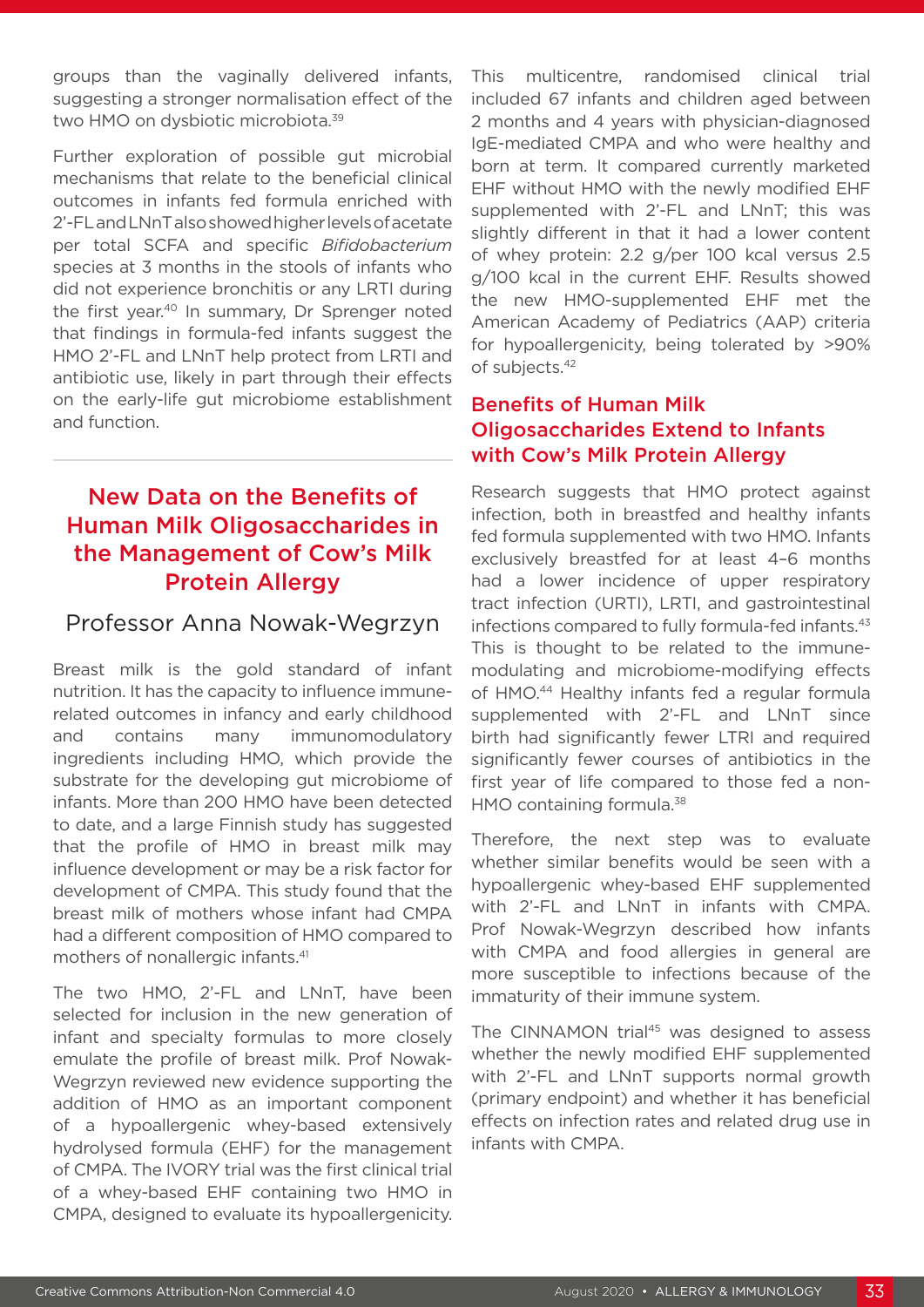groups than the vaginally delivered infants, suggesting a stronger normalisation effect of the two HMO on dysbiotic microbiota.[39]

Further exploration of possible gut microbial mechanisms that relate to the beneficial clinical outcomes in infants fed formula enriched with 2'-FL and LNnT also showed higher levels of acetate per total SCFA and specific *Bifidobacterium* species at 3 months in the stools of infants who did not experience bronchitis or any LRTI during the first year.[40] In summary, Dr Sprenger noted that findings in formula-fed infants suggest the HMO 2'-FL and LNnT help protect from LRTI and antibiotic use, likely in part through their effects on the early-life gut microbiome establishment and function.

## New Data on the Benefits of Human Milk Oligosaccharides in the Management of Cow's Milk Protein Allergy

### Professor Anna Nowak-Wegrzyn

Breast milk is the gold standard of infant nutrition. It has the capacity to influence immune-related outcomes in infancy and early childhood and contains many immunomodulatory ingredients including HMO, which provide the substrate for the developing gut microbiome of infants. More than 200 HMO have been detected to date, and a large Finnish study has suggested that the profile of HMO in breast milk may influence development or may be a risk factor for development of CMPA. This study found that the breast milk of mothers whose infant had CMPA had a different composition of HMO compared to mothers of nonallergic infants.[41]

The two HMO, 2'-FL and LNnT, have been selected for inclusion in the new generation of infant and specialty formulas to more closely emulate the profile of breast milk. Prof Nowak-Wegrzyn reviewed new evidence supporting the addition of HMO as an important component of a hypoallergenic whey-based extensively hydrolysed formula (EHF) for the management of CMPA. The IVORY trial was the first clinical trial of a whey-based EHF containing two HMO in CMPA, designed to evaluate its hypoallergenicity. This multicentre, randomised clinical trial included 67 infants and children aged between 2 months and 4 years with physician-diagnosed IgE-mediated CMPA and who were healthy and born at term. It compared currently marketed EHF without HMO with the newly modified EHF supplemented with 2'-FL and LNnT; this was slightly different in that it had a lower content of whey protein: 2.2 g/per 100 kcal versus 2.5 g/100 kcal in the current EHF. Results showed the new HMO-supplemented EHF met the American Academy of Pediatrics (AAP) criteria for hypoallergenicity, being tolerated by >90% of subjects.[42]

### Benefits of Human Milk Oligosaccharides Extend to Infants with Cow's Milk Protein Allergy

Research suggests that HMO protect against infection, both in breastfed and healthy infants fed formula supplemented with two HMO. Infants exclusively breastfed for at least 4–6 months had a lower incidence of upper respiratory tract infection (URTI), LRTI, and gastrointestinal infections compared to fully formula-fed infants.[43] This is thought to be related to the immune-modulating and microbiome-modifying effects of HMO.[44] Healthy infants fed a regular formula supplemented with 2'-FL and LNnT since birth had significantly fewer LTRI and required significantly fewer courses of antibiotics in the first year of life compared to those fed a non-HMO containing formula.[38]

Therefore, the next step was to evaluate whether similar benefits would be seen with a hypoallergenic whey-based EHF supplemented with 2'-FL and LNnT in infants with CMPA. Prof Nowak-Wegrzyn described how infants with CMPA and food allergies in general are more susceptible to infections because of the immaturity of their immune system.

The CINNAMON trial[45] was designed to assess whether the newly modified EHF supplemented with 2'-FL and LNnT supports normal growth (primary endpoint) and whether it has beneficial effects on infection rates and related drug use in infants with CMPA.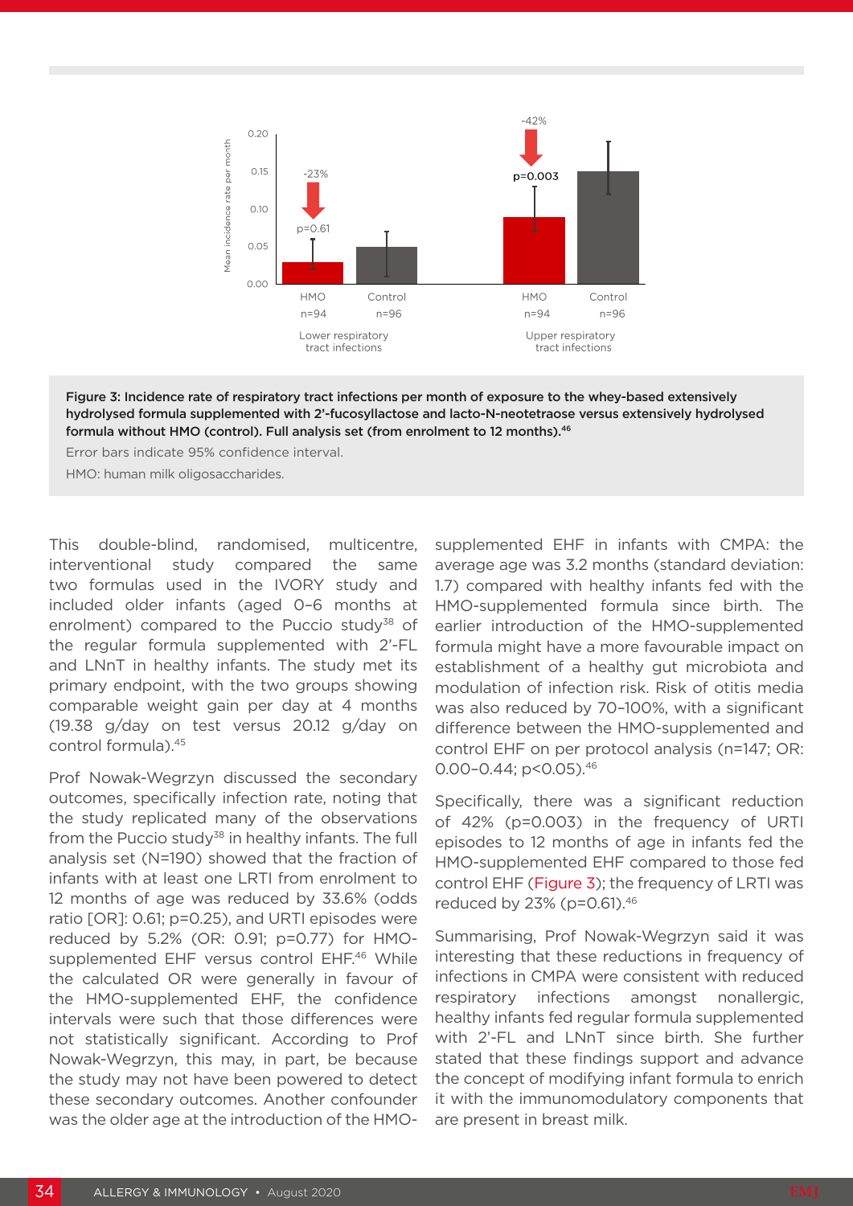Figure 3: Incidence rate of respiratory tract infections per month of exposure to the whey-based extensively hydrolysed formula supplemented with 2'-fucosyllactose and lacto-N-neotetraose versus extensively hydrolysed formula without HMO (control). Full analysis set (from enrolment to 12 months).[46]

Error bars indicate 95% confidence interval.

HMO: human milk oligosaccharides.

This double-blind, randomised, multicentre, interventional study compared the same two formulas used in the IVORY study and included older infants (aged 0–6 months at enrolment) compared to the Puccio study[38] of the regular formula supplemented with 2'-FL and LNnT in healthy infants. The study met its primary endpoint, with the two groups showing comparable weight gain per day at 4 months (19.38 g/day on test versus 20.12 g/day on control formula).[45]

Prof Nowak-Wegrzyn discussed the secondary outcomes, specifically infection rate, noting that the study replicated many of the observations from the Puccio study[38] in healthy infants. The full analysis set (N=190) showed that the fraction of infants with at least one LRTI from enrolment to 12 months of age was reduced by 33.6% (odds ratio [OR]: 0.61; p=0.25), and URTI episodes were reduced by 5.2% (OR: 0.91; p=0.77) for HMO-supplemented EHF versus control EHF.[46] While the calculated OR were generally in favour of the HMO-supplemented EHF, the confidence intervals were such that those differences were not statistically significant. According to Prof Nowak-Wegrzyn, this may, in part, be because the study may not have been powered to detect these secondary outcomes. Another confounder was the older age at the introduction of the HMO-supplemented EHF in infants with CMPA: the average age was 3.2 months (standard deviation: 1.7) compared with healthy infants fed with the HMO-supplemented formula since birth. The earlier introduction of the HMO-supplemented formula might have a more favourable impact on establishment of a healthy gut microbiota and modulation of infection risk. Risk of otitis media was also reduced by 70–100%, with a significant difference between the HMO-supplemented and control EHF on per protocol analysis (n=147; OR: 0.00–0.44; p<0.05).[46]

Specifically, there was a significant reduction of 42% (p=0.003) in the frequency of URTI episodes to 12 months of age in infants fed the HMO-supplemented EHF compared to those fed control EHF (Figure 3); the frequency of LRTI was reduced by 23% (p=0.61).[46]

Summarising, Prof Nowak-Wegrzyn said it was interesting that these reductions in frequency of infections in CMPA were consistent with reduced respiratory infections amongst nonallergic, healthy infants fed regular formula supplemented with 2'-FL and LNnT since birth. She further stated that these findings support and advance the concept of modifying infant formula to enrich it with the immunomodulatory components that are present in breast milk.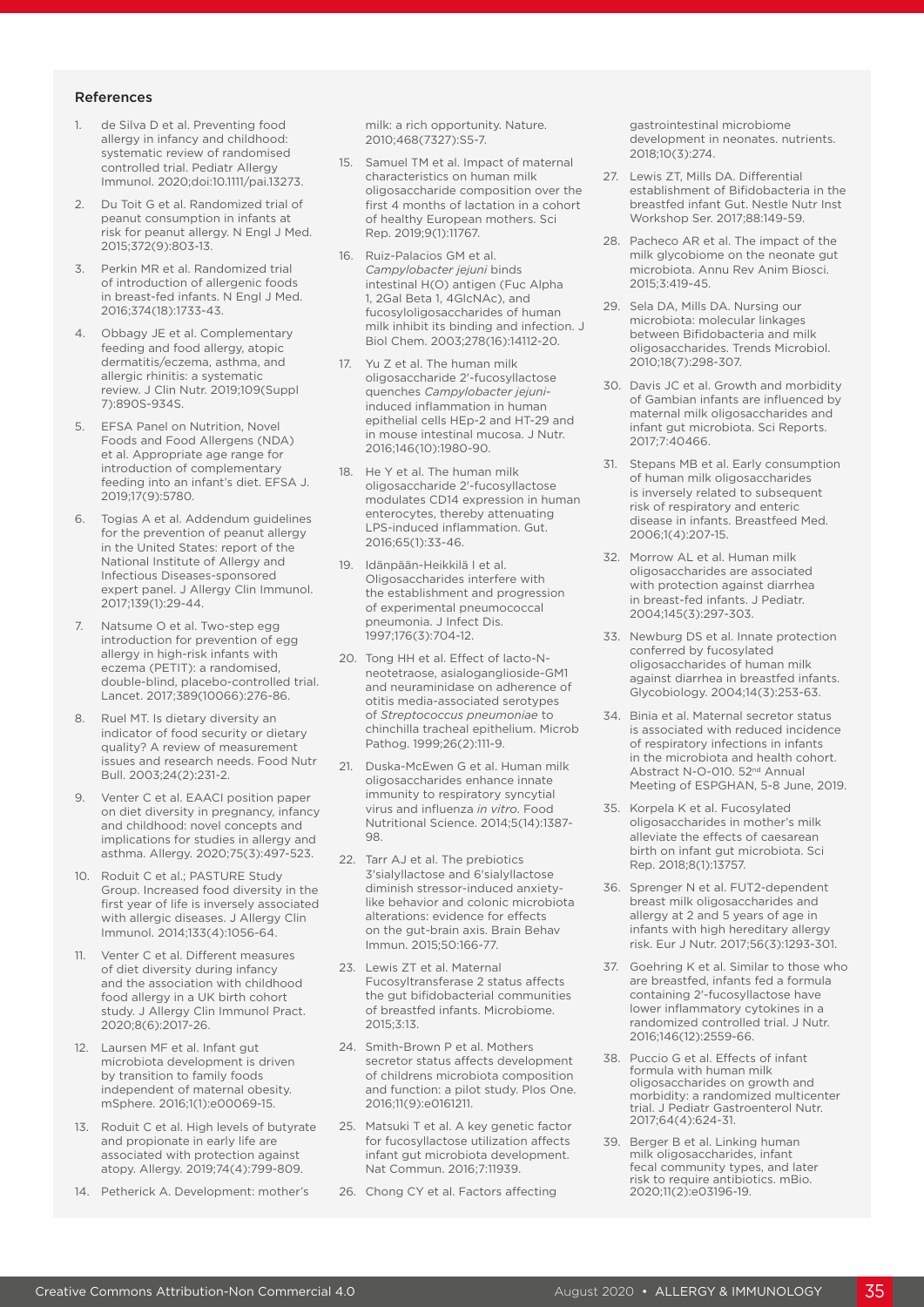## References

1. de Silva D et al. Preventing food allergy in infancy and childhood: systematic review of randomised controlled trial. Pediatr Allergy Immunol. 2020;doi:10.1111/pai.13273.
2. Du Toit G et al. Randomized trial of peanut consumption in infants at risk for peanut allergy. N Engl J Med. 2015;372(9):803-13.
3. Perkin MR et al. Randomized trial of introduction of allergenic foods in breast-fed infants. N Engl J Med. 2016;374(18):1733-43.
4. Obbagy JE et al. Complementary feeding and food allergy, atopic dermatitis/eczema, asthma, and allergic rhinitis: a systematic review. J Clin Nutr. 2019;109(Suppl 7):890S-934S.
5. EFSA Panel on Nutrition, Novel Foods and Food Allergens (NDA) et al. Appropriate age range for introduction of complementary feeding into an infant's diet. EFSA J. 2019;17(9):5780.
6. Togias A et al. Addendum guidelines for the prevention of peanut allergy in the United States: report of the National Institute of Allergy and Infectious Diseases-sponsored expert panel. J Allergy Clin Immunol. 2017;139(1):29-44.
7. Natsume O et al. Two-step egg introduction for prevention of egg allergy in high-risk infants with eczema (PETIT): a randomised, double-blind, placebo-controlled trial. Lancet. 2017;389(10066):276-86.
8. Ruel MT. Is dietary diversity an indicator of food security or dietary quality? A review of measurement issues and research needs. Food Nutr Bull. 2003;24(2):231-2.
9. Venter C et al. EAACI position paper on diet diversity in pregnancy, infancy and childhood: novel concepts and implications for studies in allergy and asthma. Allergy. 2020;75(3):497-523.
10. Roduit C et al.; PASTURE Study Group. Increased food diversity in the first year of life is inversely associated with allergic diseases. J Allergy Clin Immunol. 2014;133(4):1056-64.
11. Venter C et al. Different measures of diet diversity during infancy and the association with childhood food allergy in a UK birth cohort study. J Allergy Clin Immunol Pract. 2020;8(6):2017-26.
12. Laursen MF et al. Infant gut microbiota development is driven by transition to family foods independent of maternal obesity. mSphere. 2016;1(1):e00069-15.
13. Roduit C et al. High levels of butyrate and propionate in early life are associated with protection against atopy. Allergy. 2019;74(4):799-809.
14. Petherick A. Development: mother's milk: a rich opportunity. Nature. 2010;468(7327):S5-7.
15. Samuel TM et al. Impact of maternal characteristics on human milk oligosaccharide composition over the first 4 months of lactation in a cohort of healthy European mothers. Sci Rep. 2019;9(1):11767.
16. Ruiz-Palacios GM et al. *Campylobacter jejuni* binds intestinal H(O) antigen (Fuc Alpha 1, 2Gal Beta 1, 4GlcNAc), and fucosyloligosaccharides of human milk inhibit its binding and infection. J Biol Chem. 2003;278(16):14112-20.
17. Yu Z et al. The human milk oligosaccharide 2'-fucosyllactose quenches *Campylobacter jejuni*-induced inflammation in human epithelial cells HEp-2 and HT-29 and in mouse intestinal mucosa. J Nutr. 2016;146(10):1980-90.
18. He Y et al. The human milk oligosaccharide 2'-fucosyllactose modulates CD14 expression in human enterocytes, thereby attenuating LPS-induced inflammation. Gut. 2016;65(1):33-46.
19. Idänpään-Heikkilä I et al. Oligosaccharides interfere with the establishment and progression of experimental pneumococcal pneumonia. J Infect Dis. 1997;176(3):704-12.
20. Tong HH et al. Effect of lacto-N-neotetraose, asialoganglioside-GM1 and neuraminidase on adherence of otitis media-associated serotypes of *Streptococcus pneumoniae* to chinchilla tracheal epithelium. Microb Pathog. 1999;26(2):111-9.
21. Duska-McEwen G et al. Human milk oligosaccharides enhance innate immunity to respiratory syncytial virus and influenza *in vitro*. Food Nutritional Science. 2014;5(14):1387-98.
22. Tarr AJ et al. The prebiotics 3'sialyllactose and 6'sialyllactose diminish stressor-induced anxiety-like behavior and colonic microbiota alterations: evidence for effects on the gut-brain axis. Brain Behav Immun. 2015;50:166-77.
23. Lewis ZT et al. Maternal Fucosyltransferase 2 status affects the gut bifidobacterial communities of breastfed infants. Microbiome. 2015;3:13.
24. Smith-Brown P et al. Mothers secretor status affects development of childrens microbiota composition and function: a pilot study. Plos One. 2016;11(9):e0161211.
25. Matsuki T et al. A key genetic factor for fucosyllactose utilization affects infant gut microbiota development. Nat Commun. 2016;7:11939.
26. Chong CY et al. Factors affecting gastrointestinal microbiome development in neonates. nutrients. 2018;10(3):274.
27. Lewis ZT, Mills DA. Differential establishment of Bifidobacteria in the breastfed infant Gut. Nestle Nutr Inst Workshop Ser. 2017;88:149-59.
28. Pacheco AR et al. The impact of the milk glycobiome on the neonate gut microbiota. Annu Rev Anim Biosci. 2015;3:419-45.
29. Sela DA, Mills DA. Nursing our microbiota: molecular linkages between Bifidobacteria and milk oligosaccharides. Trends Microbiol. 2010;18(7):298-307.
30. Davis JC et al. Growth and morbidity of Gambian infants are influenced by maternal milk oligosaccharides and infant gut microbiota. Sci Reports. 2017;7:40466.
31. Stepans MB et al. Early consumption of human milk oligosaccharides is inversely related to subsequent risk of respiratory and enteric disease in infants. Breastfeed Med. 2006;1(4):207-15.
32. Morrow AL et al. Human milk oligosaccharides are associated with protection against diarrhea in breast-fed infants. J Pediatr. 2004;145(3):297-303.
33. Newburg DS et al. Innate protection conferred by fucosylated oligosaccharides of human milk against diarrhea in breastfed infants. Glycobiology. 2004;14(3):253-63.
34. Binia et al. Maternal secretor status is associated with reduced incidence of respiratory infections in infants in the microbiota and health cohort. Abstract N-O-010. 52nd Annual Meeting of ESPGHAN, 5-8 June, 2019.
35. Korpela K et al. Fucosylated oligosaccharides in mother's milk alleviate the effects of caesarean birth on infant gut microbiota. Sci Rep. 2018;8(1):13757.
36. Sprenger N et al. FUT2-dependent breast milk oligosaccharides and allergy at 2 and 5 years of age in infants with high hereditary allergy risk. Eur J Nutr. 2017;56(3):1293-301.
37. Goehring K et al. Similar to those who are breastfed, infants fed a formula containing 2'-fucosyllactose have lower inflammatory cytokines in a randomized controlled trial. J Nutr. 2016;146(12):2559-66.
38. Puccio G et al. Effects of infant formula with human milk oligosaccharides on growth and morbidity: a randomized multicenter trial. J Pediatr Gastroenterol Nutr. 2017;64(4):624-31.
39. Berger B et al. Linking human milk oligosaccharides, infant fecal community types, and later risk to require antibiotics. mBio. 2020;11(2):e03196-19.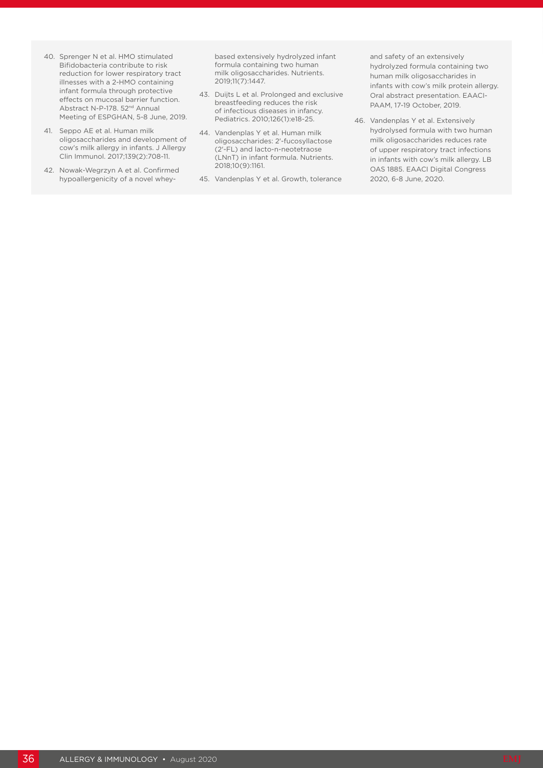40. Sprenger N et al. HMO stimulated Bifidobacteria contribute to risk reduction for lower respiratory tract illnesses with a 2-HMO containing infant formula through protective effects on mucosal barrier function. Abstract N-P-178. 52nd Annual Meeting of ESPGHAN, 5-8 June, 2019.
41. Seppo AE et al. Human milk oligosaccharides and development of cow's milk allergy in infants. J Allergy Clin Immunol. 2017;139(2):708-11.
42. Nowak-Wegrzyn A et al. Confirmed hypoallergenicity of a novel whey-based extensively hydrolyzed infant formula containing two human milk oligosaccharides. Nutrients. 2019;11(7):1447.
43. Duijts L et al. Prolonged and exclusive breastfeeding reduces the risk of infectious diseases in infancy. Pediatrics. 2010;126(1):e18-25.
44. Vandenplas Y et al. Human milk oligosaccharides: 2'-fucosyllactose (2'-FL) and lacto-n-neotetraose (LNnT) in infant formula. Nutrients. 2018;10(9):1161.
45. Vandenplas Y et al. Growth, tolerance and safety of an extensively hydrolyzed formula containing two human milk oligosaccharides in infants with cow's milk protein allergy. Oral abstract presentation. EAACI-PAAM, 17-19 October, 2019.
46. Vandenplas Y et al. Extensively hydrolysed formula with two human milk oligosaccharides reduces rate of upper respiratory tract infections in infants with cow's milk allergy. LB OAS 1885. EAACI Digital Congress 2020, 6-8 June, 2020.